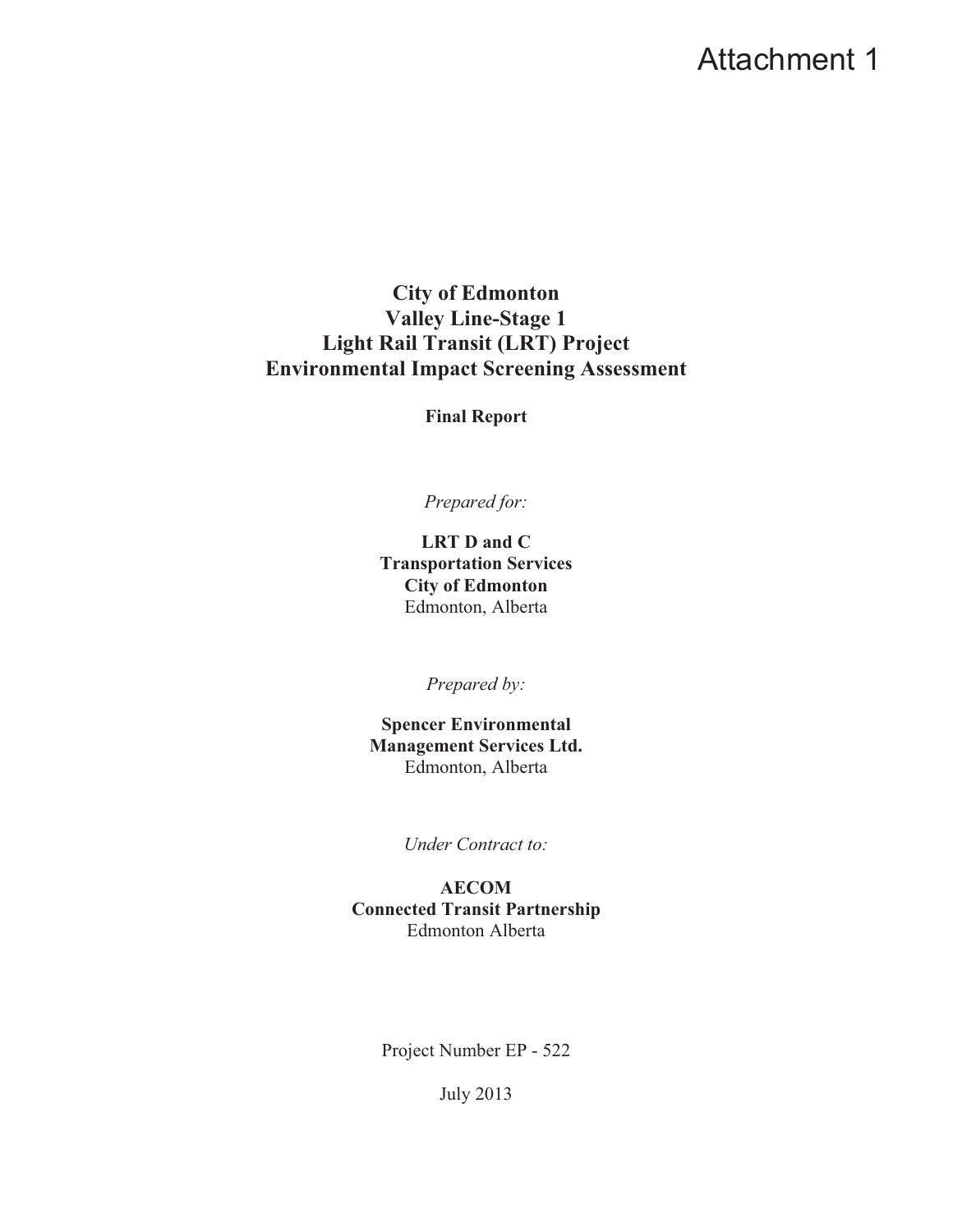Attachment 1

# City of Edmonton
# Valley Line-Stage 1
# Light Rail Transit (LRT) Project
# Environmental Impact Screening Assessment

**Final Report**

*Prepared for:*

**LRT D and C**
**Transportation Services**
**City of Edmonton**
Edmonton, Alberta

*Prepared by:*

**Spencer Environmental**
**Management Services Ltd.**
Edmonton, Alberta

*Under Contract to:*

**AECOM**
**Connected Transit Partnership**
Edmonton Alberta

Project Number EP - 522

July 2013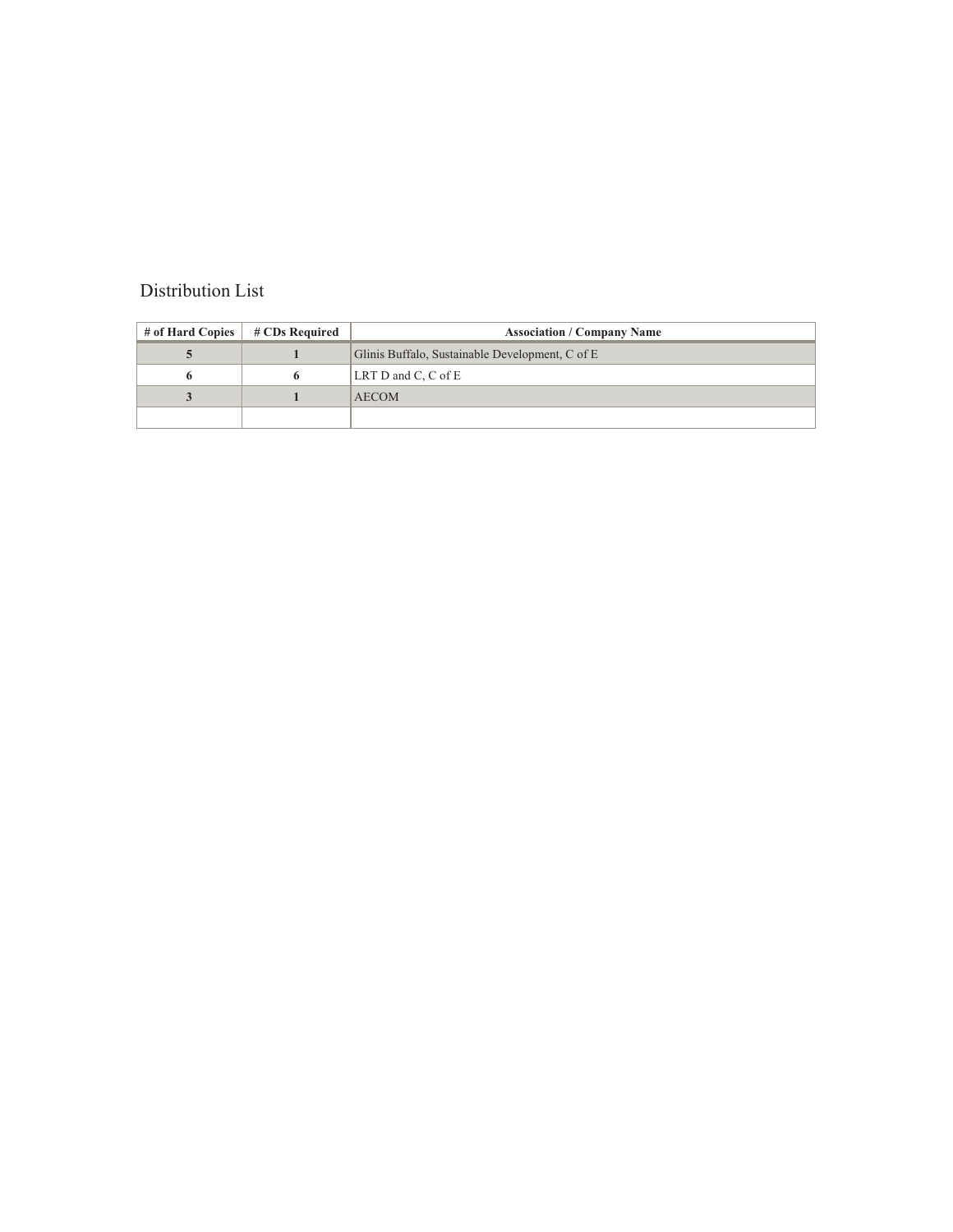# Distribution List

| # of Hard Copies | # CDs Required | Association / Company Name |
|---|---|---|
| **5** | **1** | Glinis Buffalo, Sustainable Development, C of E |
| **6** | **6** | LRT D and C, C of E |
| **3** | **1** | AECOM |
| | | |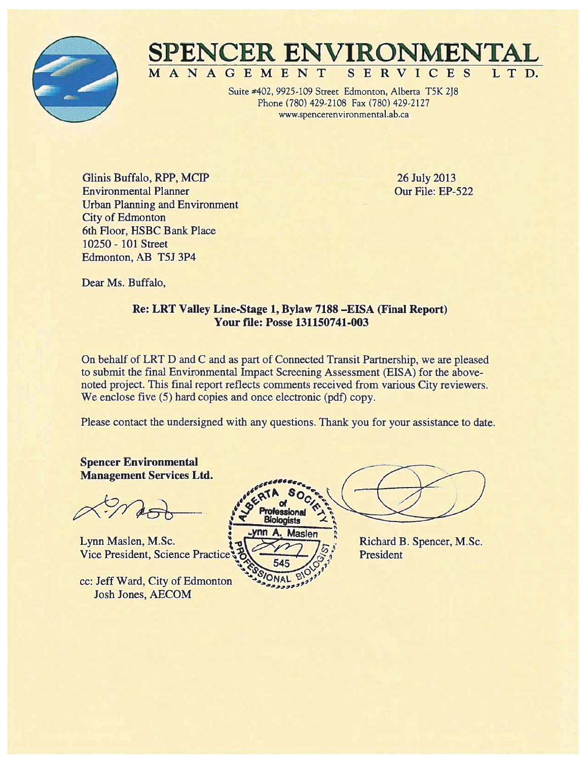# SPENCER ENVIRONMENTAL

**MANAGEMENT SERVICES LTD.**

Suite #402, 9925-109 Street Edmonton, Alberta T5K 2J8
Phone (780) 429-2108 Fax (780) 429-2127
www.spencerenvironmental.ab.ca

Glinis Buffalo, RPP, MCIP
Environmental Planner
Urban Planning and Environment
City of Edmonton
6th Floor, HSBC Bank Place
10250 - 101 Street
Edmonton, AB T5J 3P4

26 July 2013
Our File: EP-522

Dear Ms. Buffalo,

**Re: LRT Valley Line-Stage 1, Bylaw 7188 –EISA (Final Report)**
**Your file: Posse 131150741-003**

On behalf of LRT D and C and as part of Connected Transit Partnership, we are pleased to submit the final Environmental Impact Screening Assessment (EISA) for the above-noted project. This final report reflects comments received from various City reviewers. We enclose five (5) hard copies and once electronic (pdf) copy.

Please contact the undersigned with any questions. Thank you for your assistance to date.

**Spencer Environmental Management Services Ltd.**

Lynn Maslen, M.Sc.
Vice President, Science Practice

Alberta Society of Professional Biologists
Lynn A. Maslen
545
Professional Biologist

Richard B. Spencer, M.Sc.
President

cc: Jeff Ward, City of Edmonton
Josh Jones, AECOM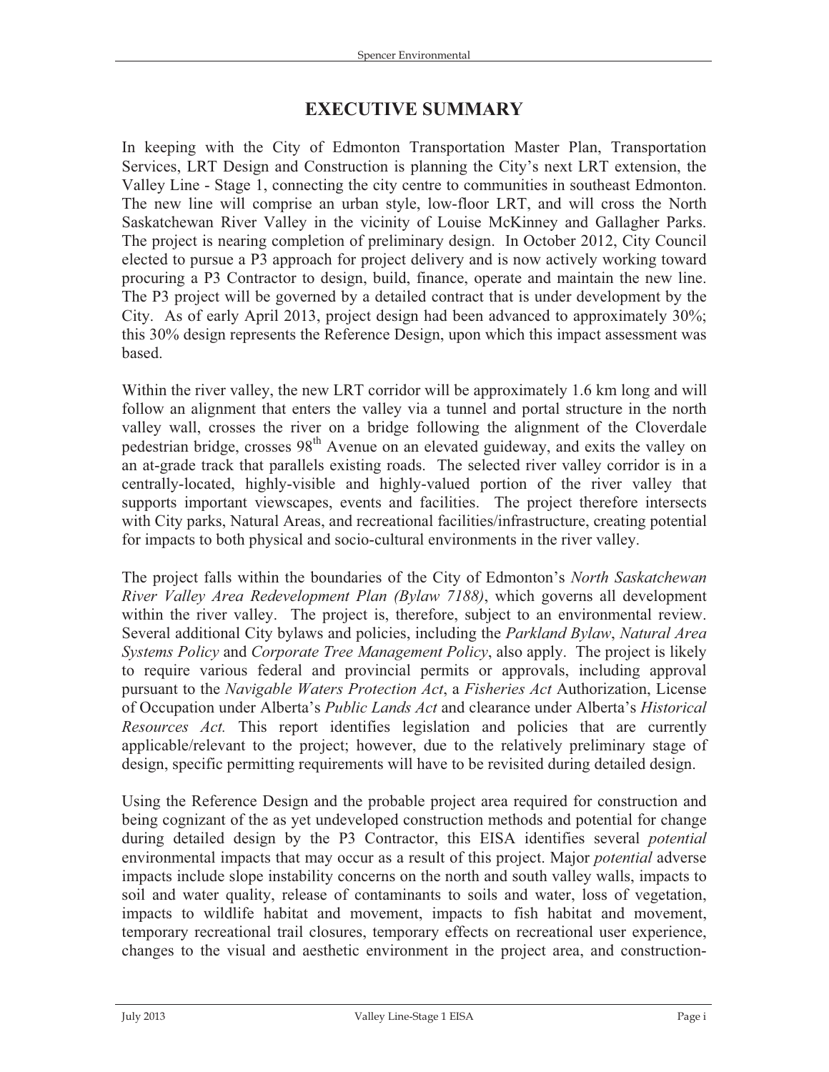# EXECUTIVE SUMMARY

In keeping with the City of Edmonton Transportation Master Plan, Transportation Services, LRT Design and Construction is planning the City's next LRT extension, the Valley Line - Stage 1, connecting the city centre to communities in southeast Edmonton. The new line will comprise an urban style, low-floor LRT, and will cross the North Saskatchewan River Valley in the vicinity of Louise McKinney and Gallagher Parks. The project is nearing completion of preliminary design. In October 2012, City Council elected to pursue a P3 approach for project delivery and is now actively working toward procuring a P3 Contractor to design, build, finance, operate and maintain the new line. The P3 project will be governed by a detailed contract that is under development by the City. As of early April 2013, project design had been advanced to approximately 30%; this 30% design represents the Reference Design, upon which this impact assessment was based.

Within the river valley, the new LRT corridor will be approximately 1.6 km long and will follow an alignment that enters the valley via a tunnel and portal structure in the north valley wall, crosses the river on a bridge following the alignment of the Cloverdale pedestrian bridge, crosses 98th Avenue on an elevated guideway, and exits the valley on an at-grade track that parallels existing roads. The selected river valley corridor is in a centrally-located, highly-visible and highly-valued portion of the river valley that supports important viewscapes, events and facilities. The project therefore intersects with City parks, Natural Areas, and recreational facilities/infrastructure, creating potential for impacts to both physical and socio-cultural environments in the river valley.

The project falls within the boundaries of the City of Edmonton's *North Saskatchewan River Valley Area Redevelopment Plan (Bylaw 7188)*, which governs all development within the river valley. The project is, therefore, subject to an environmental review. Several additional City bylaws and policies, including the *Parkland Bylaw*, *Natural Area Systems Policy* and *Corporate Tree Management Policy*, also apply. The project is likely to require various federal and provincial permits or approvals, including approval pursuant to the *Navigable Waters Protection Act*, a *Fisheries Act* Authorization, License of Occupation under Alberta's *Public Lands Act* and clearance under Alberta's *Historical Resources Act.* This report identifies legislation and policies that are currently applicable/relevant to the project; however, due to the relatively preliminary stage of design, specific permitting requirements will have to be revisited during detailed design.

Using the Reference Design and the probable project area required for construction and being cognizant of the as yet undeveloped construction methods and potential for change during detailed design by the P3 Contractor, this EISA identifies several *potential* environmental impacts that may occur as a result of this project. Major *potential* adverse impacts include slope instability concerns on the north and south valley walls, impacts to soil and water quality, release of contaminants to soils and water, loss of vegetation, impacts to wildlife habitat and movement, impacts to fish habitat and movement, temporary recreational trail closures, temporary effects on recreational user experience, changes to the visual and aesthetic environment in the project area, and construction-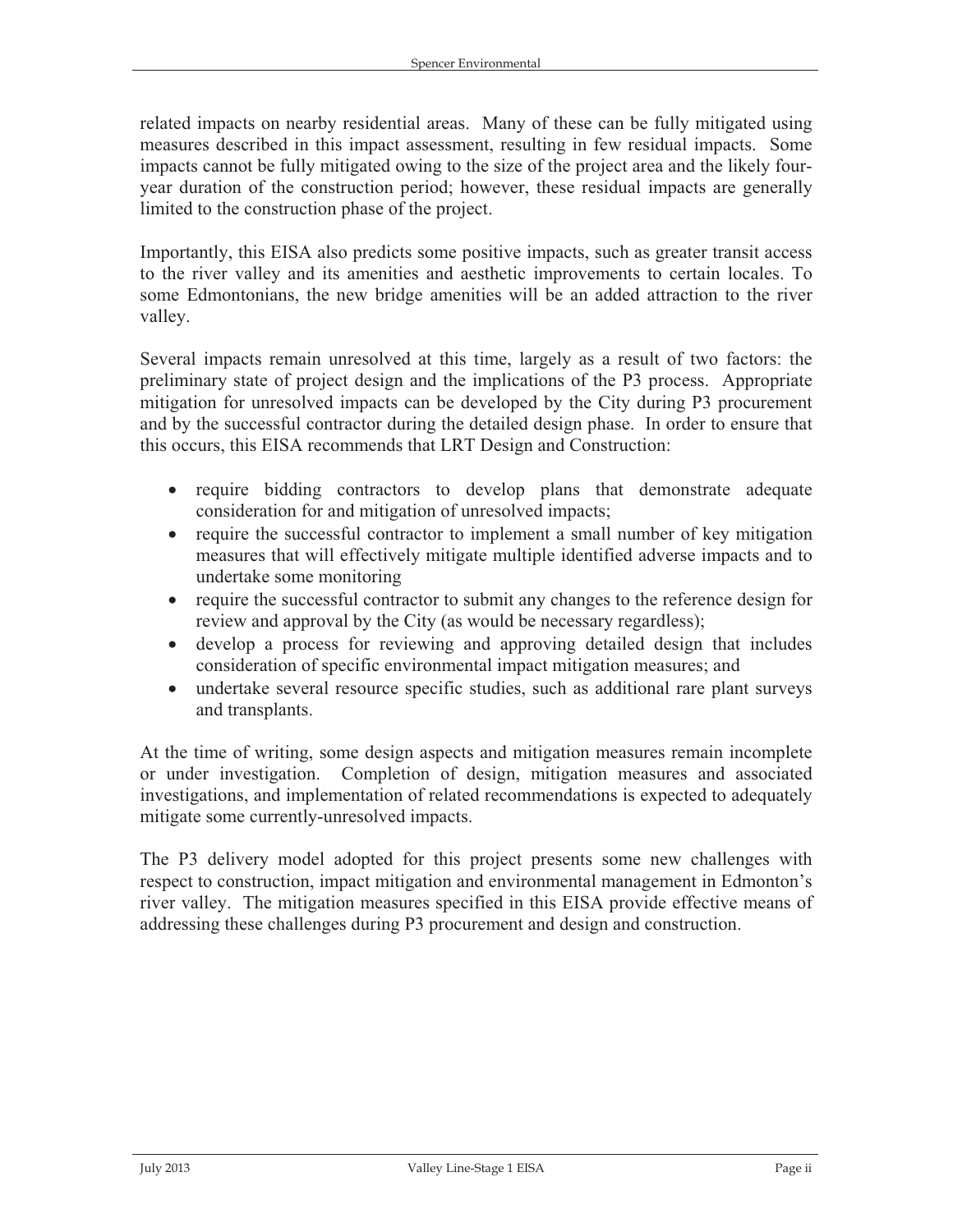related impacts on nearby residential areas. Many of these can be fully mitigated using measures described in this impact assessment, resulting in few residual impacts. Some impacts cannot be fully mitigated owing to the size of the project area and the likely four-year duration of the construction period; however, these residual impacts are generally limited to the construction phase of the project.

Importantly, this EISA also predicts some positive impacts, such as greater transit access to the river valley and its amenities and aesthetic improvements to certain locales. To some Edmontonians, the new bridge amenities will be an added attraction to the river valley.

Several impacts remain unresolved at this time, largely as a result of two factors: the preliminary state of project design and the implications of the P3 process. Appropriate mitigation for unresolved impacts can be developed by the City during P3 procurement and by the successful contractor during the detailed design phase. In order to ensure that this occurs, this EISA recommends that LRT Design and Construction:

- require bidding contractors to develop plans that demonstrate adequate consideration for and mitigation of unresolved impacts;
- require the successful contractor to implement a small number of key mitigation measures that will effectively mitigate multiple identified adverse impacts and to undertake some monitoring
- require the successful contractor to submit any changes to the reference design for review and approval by the City (as would be necessary regardless);
- develop a process for reviewing and approving detailed design that includes consideration of specific environmental impact mitigation measures; and
- undertake several resource specific studies, such as additional rare plant surveys and transplants.

At the time of writing, some design aspects and mitigation measures remain incomplete or under investigation. Completion of design, mitigation measures and associated investigations, and implementation of related recommendations is expected to adequately mitigate some currently-unresolved impacts.

The P3 delivery model adopted for this project presents some new challenges with respect to construction, impact mitigation and environmental management in Edmonton's river valley. The mitigation measures specified in this EISA provide effective means of addressing these challenges during P3 procurement and design and construction.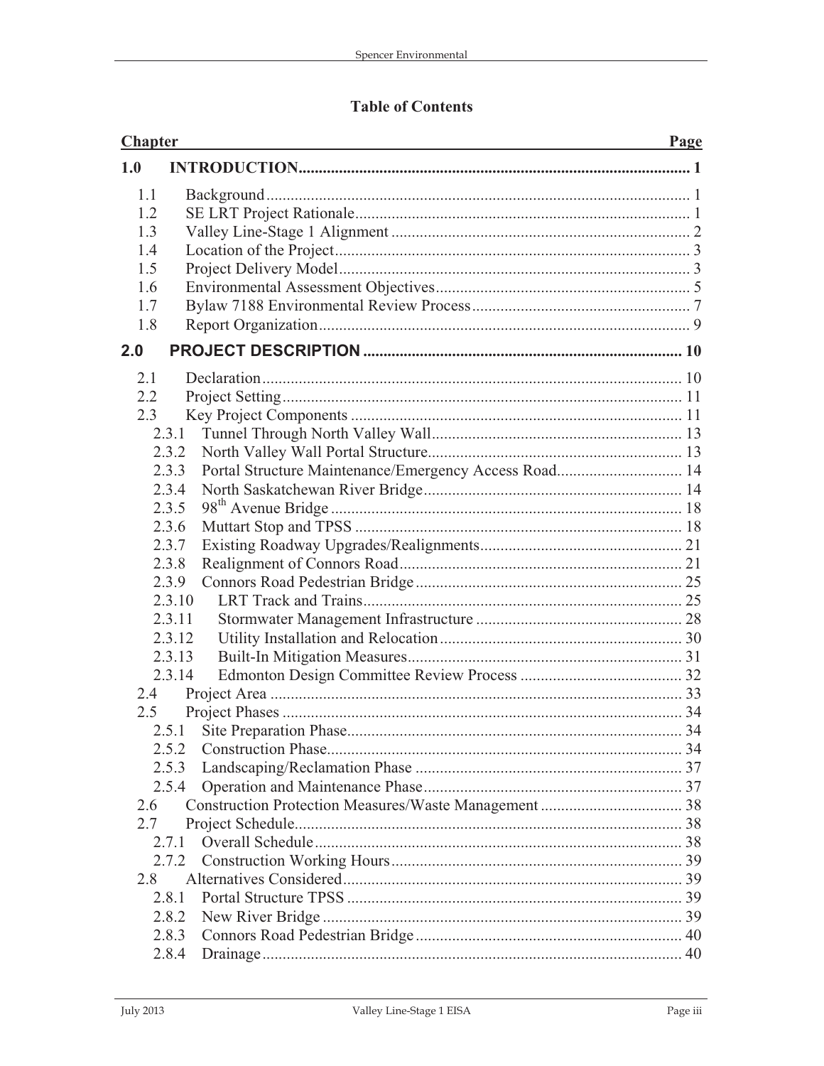# Table of Contents

| Chapter | | Page |
|---|---|---|
| **1.0** | **INTRODUCTION** | **1** |
| 1.1 | Background | 1 |
| 1.2 | SE LRT Project Rationale | 1 |
| 1.3 | Valley Line-Stage 1 Alignment | 2 |
| 1.4 | Location of the Project | 3 |
| 1.5 | Project Delivery Model | 3 |
| 1.6 | Environmental Assessment Objectives | 5 |
| 1.7 | Bylaw 7188 Environmental Review Process | 7 |
| 1.8 | Report Organization | 9 |
| **2.0** | **PROJECT DESCRIPTION** | **10** |
| 2.1 | Declaration | 10 |
| 2.2 | Project Setting | 11 |
| 2.3 | Key Project Components | 11 |
| 2.3.1 | Tunnel Through North Valley Wall | 13 |
| 2.3.2 | North Valley Wall Portal Structure | 13 |
| 2.3.3 | Portal Structure Maintenance/Emergency Access Road | 14 |
| 2.3.4 | North Saskatchewan River Bridge | 14 |
| 2.3.5 | 98th Avenue Bridge | 18 |
| 2.3.6 | Muttart Stop and TPSS | 18 |
| 2.3.7 | Existing Roadway Upgrades/Realignments | 21 |
| 2.3.8 | Realignment of Connors Road | 21 |
| 2.3.9 | Connors Road Pedestrian Bridge | 25 |
| 2.3.10 | LRT Track and Trains | 25 |
| 2.3.11 | Stormwater Management Infrastructure | 28 |
| 2.3.12 | Utility Installation and Relocation | 30 |
| 2.3.13 | Built-In Mitigation Measures | 31 |
| 2.3.14 | Edmonton Design Committee Review Process | 32 |
| 2.4 | Project Area | 33 |
| 2.5 | Project Phases | 34 |
| 2.5.1 | Site Preparation Phase | 34 |
| 2.5.2 | Construction Phase | 34 |
| 2.5.3 | Landscaping/Reclamation Phase | 37 |
| 2.5.4 | Operation and Maintenance Phase | 37 |
| 2.6 | Construction Protection Measures/Waste Management | 38 |
| 2.7 | Project Schedule | 38 |
| 2.7.1 | Overall Schedule | 38 |
| 2.7.2 | Construction Working Hours | 39 |
| 2.8 | Alternatives Considered | 39 |
| 2.8.1 | Portal Structure TPSS | 39 |
| 2.8.2 | New River Bridge | 39 |
| 2.8.3 | Connors Road Pedestrian Bridge | 40 |
| 2.8.4 | Drainage | 40 |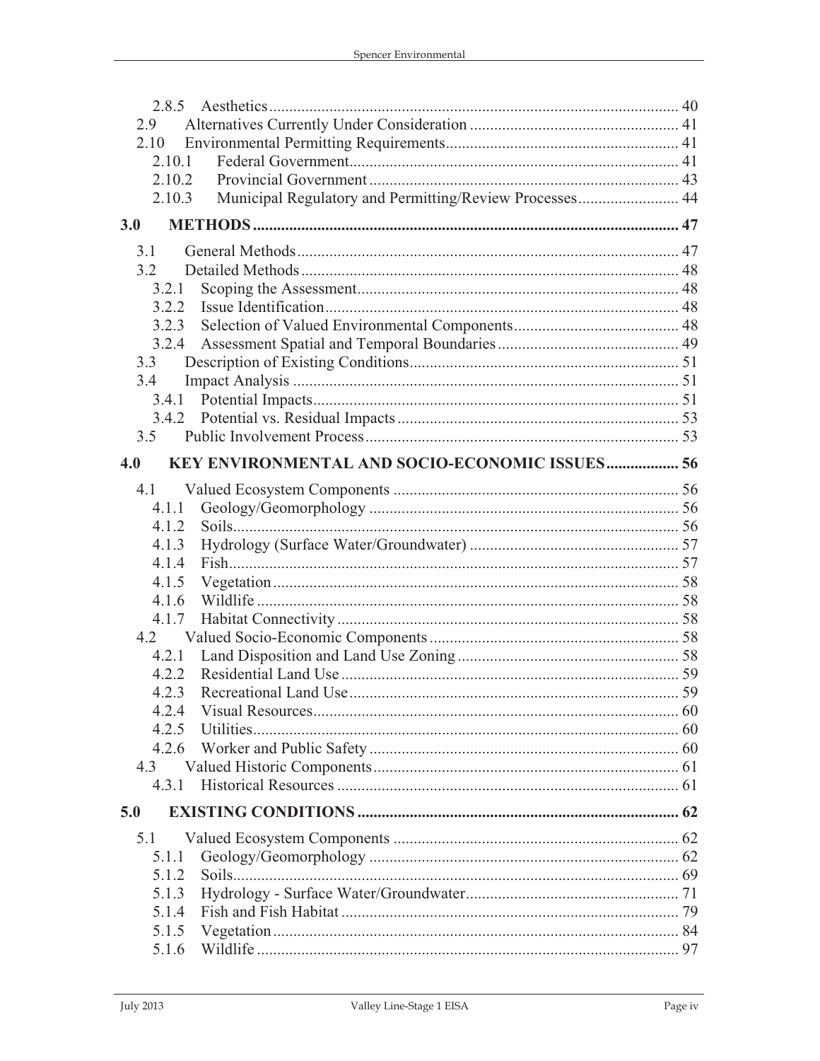2.8.5 Aesthetics ..................................................................................................... 40
2.9 Alternatives Currently Under Consideration .................................................... 41
2.10 Environmental Permitting Requirements.......................................................... 41
2.10.1 Federal Government.................................................................................. 41
2.10.2 Provincial Government ............................................................................. 43
2.10.3 Municipal Regulatory and Permitting/Review Processes......................... 44

**3.0 METHODS ......................................................................................................... 47**

3.1 General Methods.............................................................................................. 47
3.2 Detailed Methods............................................................................................. 48
3.2.1 Scoping the Assessment............................................................................... 48
3.2.2 Issue Identification....................................................................................... 48
3.2.3 Selection of Valued Environmental Components......................................... 48
3.2.4 Assessment Spatial and Temporal Boundaries............................................ 49
3.3 Description of Existing Conditions.................................................................. 51
3.4 Impact Analysis ............................................................................................... 51
3.4.1 Potential Impacts.......................................................................................... 51
3.4.2 Potential vs. Residual Impacts ..................................................................... 53
3.5 Public Involvement Process............................................................................. 53

**4.0 KEY ENVIRONMENTAL AND SOCIO-ECONOMIC ISSUES ................. 56**

4.1 Valued Ecosystem Components ...................................................................... 56
4.1.1 Geology/Geomorphology ............................................................................ 56
4.1.2 Soils............................................................................................................. 56
4.1.3 Hydrology (Surface Water/Groundwater) .................................................... 57
4.1.4 Fish.............................................................................................................. 57
4.1.5 Vegetation.................................................................................................... 58
4.1.6 Wildlife ........................................................................................................ 58
4.1.7 Habitat Connectivity .................................................................................... 58
4.2 Valued Socio-Economic Components ............................................................. 58
4.2.1 Land Disposition and Land Use Zoning ...................................................... 58
4.2.2 Residential Land Use ................................................................................... 59
4.2.3 Recreational Land Use................................................................................. 59
4.2.4 Visual Resources.......................................................................................... 60
4.2.5 Utilities......................................................................................................... 60
4.2.6 Worker and Public Safety ............................................................................ 60
4.3 Valued Historic Components........................................................................... 61
4.3.1 Historical Resources .................................................................................... 61

**5.0 EXISTING CONDITIONS ............................................................................... 62**

5.1 Valued Ecosystem Components ...................................................................... 62
5.1.1 Geology/Geomorphology ............................................................................ 62
5.1.2 Soils............................................................................................................. 69
5.1.3 Hydrology - Surface Water/Groundwater..................................................... 71
5.1.4 Fish and Fish Habitat ................................................................................... 79
5.1.5 Vegetation.................................................................................................... 84
5.1.6 Wildlife ........................................................................................................ 97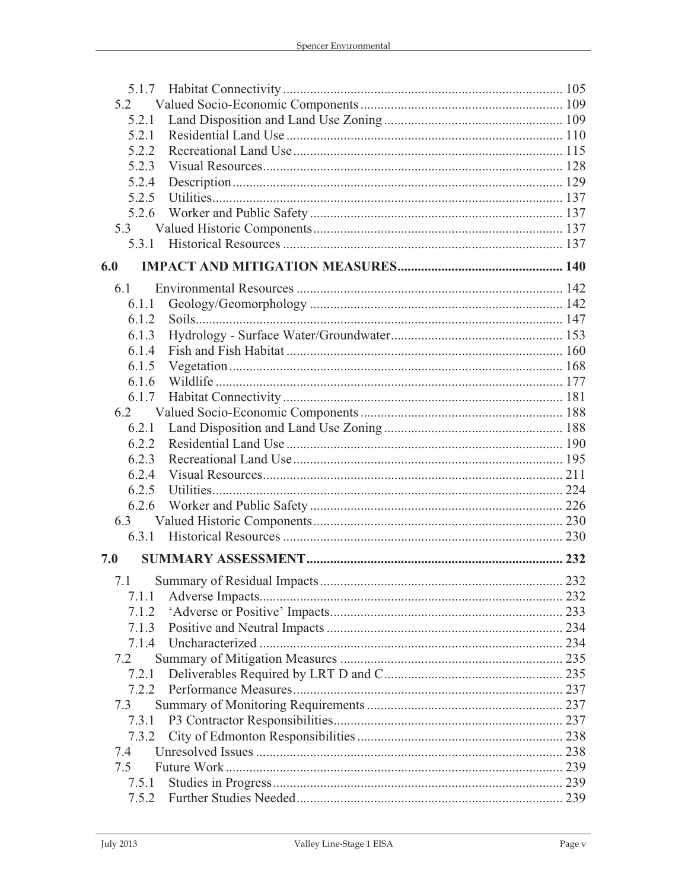5.1.7 Habitat Connectivity .................................................................................. 105
5.2 Valued Socio-Economic Components ............................................................ 109
5.2.1 Land Disposition and Land Use Zoning ..................................................... 109
5.2.1 Residential Land Use .................................................................................. 110
5.2.2 Recreational Land Use ................................................................................ 115
5.2.3 Visual Resources ......................................................................................... 128
5.2.4 Description .................................................................................................. 129
5.2.5 Utilities ........................................................................................................ 137
5.2.6 Worker and Public Safety ........................................................................... 137
5.3 Valued Historic Components .......................................................................... 137
5.3.1 Historical Resources ................................................................................... 137

**6.0 IMPACT AND MITIGATION MEASURES ................................................ 140**

6.1 Environmental Resources ............................................................................... 142
6.1.1 Geology/Geomorphology ........................................................................... 142
6.1.2 Soils ............................................................................................................. 147
6.1.3 Hydrology - Surface Water/Groundwater ................................................... 153
6.1.4 Fish and Fish Habitat .................................................................................. 160
6.1.5 Vegetation ................................................................................................... 168
6.1.6 Wildlife ....................................................................................................... 177
6.1.7 Habitat Connectivity ................................................................................... 181
6.2 Valued Socio-Economic Components ............................................................ 188
6.2.1 Land Disposition and Land Use Zoning ..................................................... 188
6.2.2 Residential Land Use .................................................................................. 190
6.2.3 Recreational Land Use ................................................................................ 195
6.2.4 Visual Resources ......................................................................................... 211
6.2.5 Utilities ........................................................................................................ 224
6.2.6 Worker and Public Safety ........................................................................... 226
6.3 Valued Historic Components .......................................................................... 230
6.3.1 Historical Resources ................................................................................... 230

**7.0 SUMMARY ASSESSMENT ............................................................................ 232**

7.1 Summary of Residual Impacts ........................................................................ 232
7.1.1 Adverse Impacts .......................................................................................... 232
7.1.2 'Adverse or Positive' Impacts ..................................................................... 233
7.1.3 Positive and Neutral Impacts ...................................................................... 234
7.1.4 Uncharacterized .......................................................................................... 234
7.2 Summary of Mitigation Measures .................................................................. 235
7.2.1 Deliverables Required by LRT D and C ..................................................... 235
7.2.2 Performance Measures ................................................................................ 237
7.3 Summary of Monitoring Requirements .......................................................... 237
7.3.1 P3 Contractor Responsibilities .................................................................... 237
7.3.2 City of Edmonton Responsibilities ............................................................. 238
7.4 Unresolved Issues ........................................................................................... 238
7.5 Future Work .................................................................................................... 239
7.5.1 Studies in Progress ...................................................................................... 239
7.5.2 Further Studies Needed ............................................................................... 239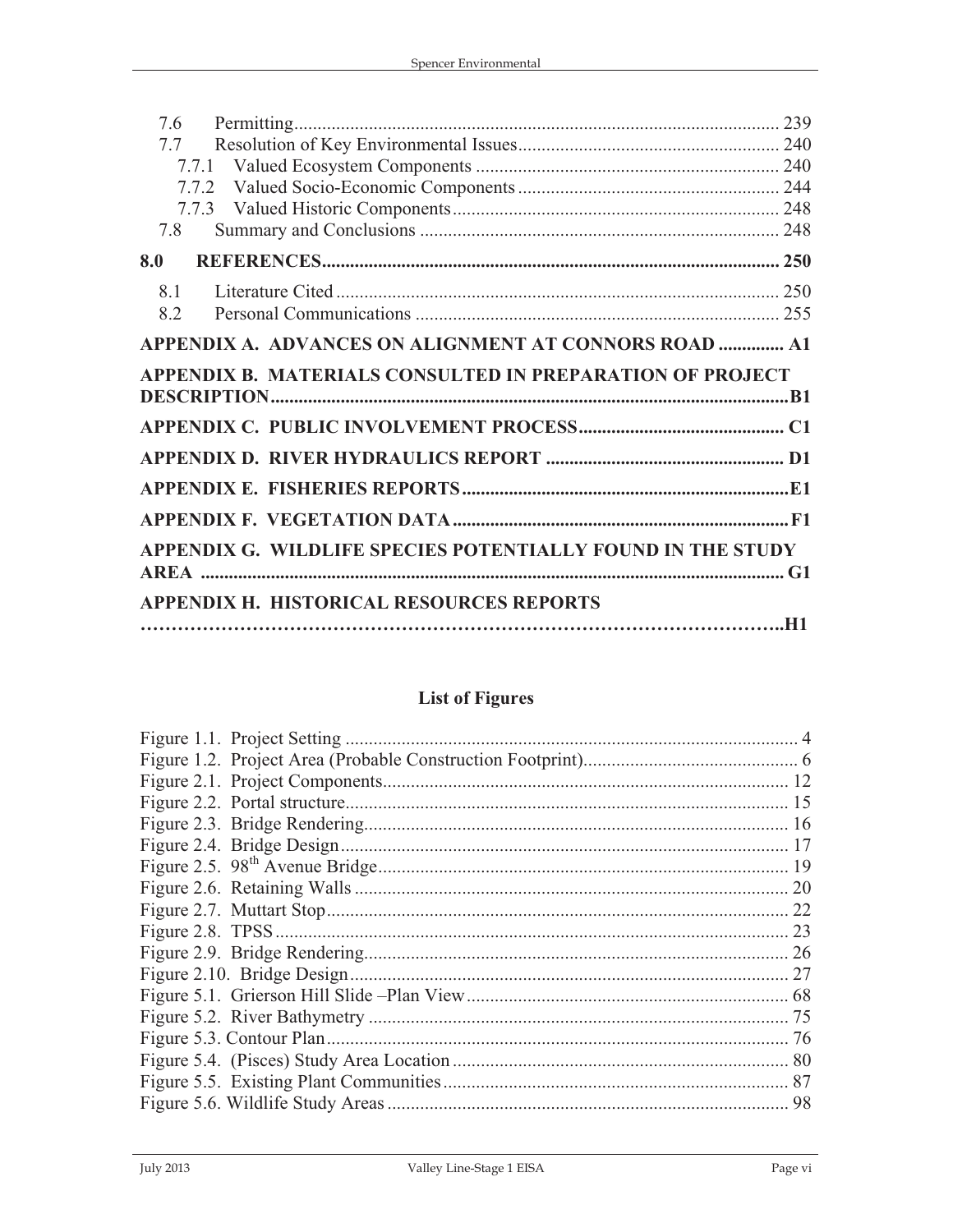7.6 Permitting ........................................................................................................ 239
7.7 Resolution of Key Environmental Issues ........................................................ 240
7.7.1 Valued Ecosystem Components ................................................................. 240
7.7.2 Valued Socio-Economic Components ........................................................ 244
7.7.3 Valued Historic Components ..................................................................... 248
7.8 Summary and Conclusions ............................................................................ 248

**8.0 REFERENCES ................................................................................................. 250**

8.1 Literature Cited .............................................................................................. 250
8.2 Personal Communications ............................................................................. 255

**APPENDIX A. ADVANCES ON ALIGNMENT AT CONNORS ROAD ............. A1**

**APPENDIX B. MATERIALS CONSULTED IN PREPARATION OF PROJECT DESCRIPTION ............................................................................................................. B1**

**APPENDIX C. PUBLIC INVOLVEMENT PROCESS ............................................ C1**

**APPENDIX D. RIVER HYDRAULICS REPORT .................................................. D1**

**APPENDIX E. FISHERIES REPORTS ..................................................................... E1**

**APPENDIX F. VEGETATION DATA ....................................................................... F1**

**APPENDIX G. WILDLIFE SPECIES POTENTIALLY FOUND IN THE STUDY AREA .......................................................................................................................... G1**

**APPENDIX H. HISTORICAL RESOURCES REPORTS ……………………………………………………………………………………..H1**

## List of Figures

Figure 1.1. Project Setting ................................................................................................ 4
Figure 1.2. Project Area (Probable Construction Footprint) ............................................. 6
Figure 2.1. Project Components ...................................................................................... 12
Figure 2.2. Portal structure .............................................................................................. 15
Figure 2.3. Bridge Rendering .......................................................................................... 16
Figure 2.4. Bridge Design ............................................................................................... 17
Figure 2.5. 98th Avenue Bridge ....................................................................................... 19
Figure 2.6. Retaining Walls ............................................................................................ 20
Figure 2.7. Muttart Stop .................................................................................................. 22
Figure 2.8. TPSS ............................................................................................................. 23
Figure 2.9. Bridge Rendering .......................................................................................... 26
Figure 2.10. Bridge Design ............................................................................................. 27
Figure 5.1. Grierson Hill Slide –Plan View ..................................................................... 68
Figure 5.2. River Bathymetry .......................................................................................... 75
Figure 5.3. Contour Plan .................................................................................................. 76
Figure 5.4. (Pisces) Study Area Location ....................................................................... 80
Figure 5.5. Existing Plant Communities ......................................................................... 87
Figure 5.6. Wildlife Study Areas ..................................................................................... 98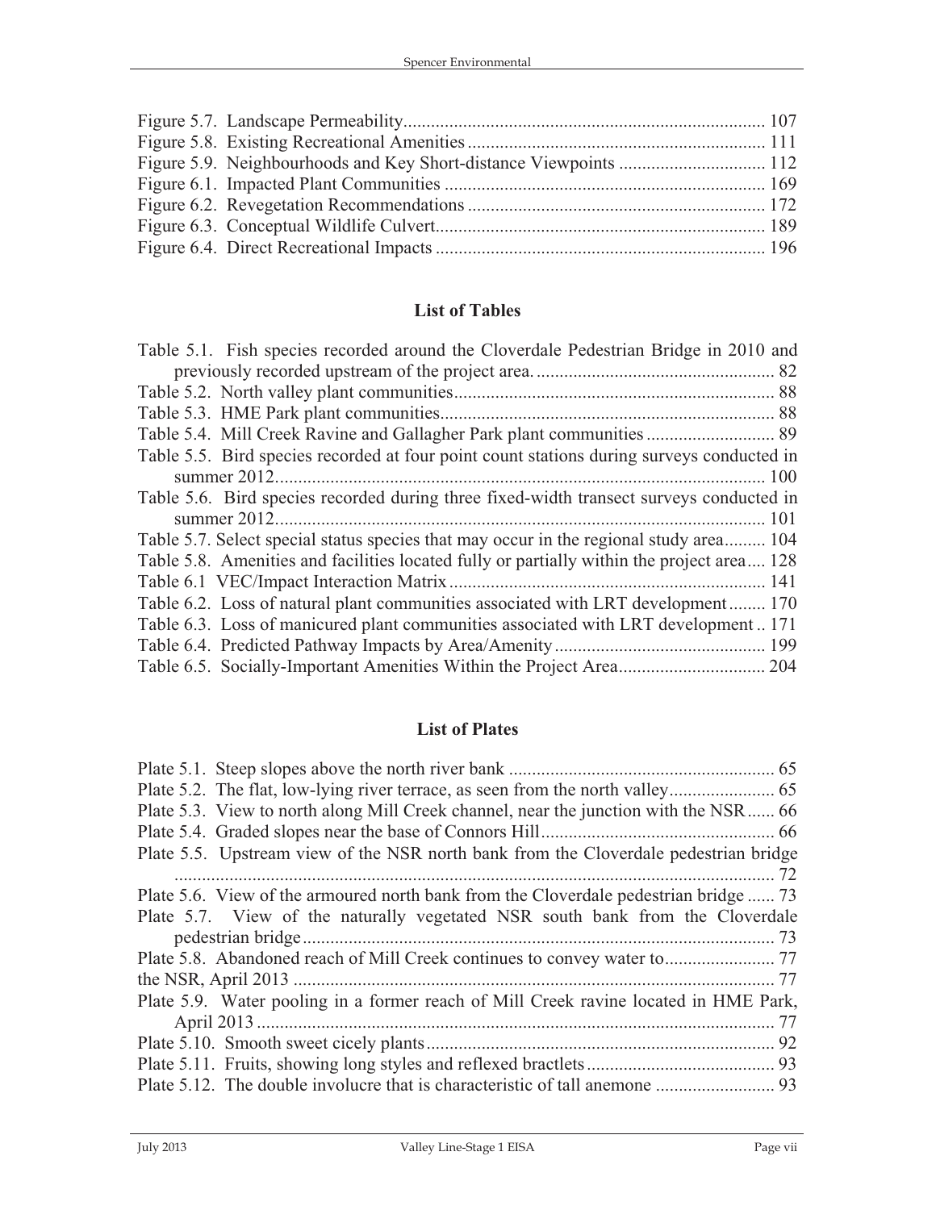Figure 5.7. Landscape Permeability.............................................................................. 107
Figure 5.8. Existing Recreational Amenities ................................................................ 111
Figure 5.9. Neighbourhoods and Key Short-distance Viewpoints ................................ 112
Figure 6.1. Impacted Plant Communities ..................................................................... 169
Figure 6.2. Revegetation Recommendations ................................................................ 172
Figure 6.3. Conceptual Wildlife Culvert....................................................................... 189
Figure 6.4. Direct Recreational Impacts ....................................................................... 196

## List of Tables

Table 5.1. Fish species recorded around the Cloverdale Pedestrian Bridge in 2010 and previously recorded upstream of the project area. .................................................... 82
Table 5.2. North valley plant communities..................................................................... 88
Table 5.3. HME Park plant communities........................................................................ 88
Table 5.4. Mill Creek Ravine and Gallagher Park plant communities ........................... 89
Table 5.5. Bird species recorded at four point count stations during surveys conducted in summer 2012........................................................................................................... 100
Table 5.6. Bird species recorded during three fixed-width transect surveys conducted in summer 2012........................................................................................................... 101
Table 5.7. Select special status species that may occur in the regional study area......... 104
Table 5.8. Amenities and facilities located fully or partially within the project area.... 128
Table 6.1 VEC/Impact Interaction Matrix ..................................................................... 141
Table 6.2. Loss of natural plant communities associated with LRT development........ 170
Table 6.3. Loss of manicured plant communities associated with LRT development .. 171
Table 6.4. Predicted Pathway Impacts by Area/Amenity .............................................. 199
Table 6.5. Socially-Important Amenities Within the Project Area................................ 204

## List of Plates

Plate 5.1. Steep slopes above the north river bank .......................................................... 65
Plate 5.2. The flat, low-lying river terrace, as seen from the north valley....................... 65
Plate 5.3. View to north along Mill Creek channel, near the junction with the NSR...... 66
Plate 5.4. Graded slopes near the base of Connors Hill................................................... 66
Plate 5.5. Upstream view of the NSR north bank from the Cloverdale pedestrian bridge ................................................................................................................................... 72
Plate 5.6. View of the armoured north bank from the Cloverdale pedestrian bridge ...... 73
Plate 5.7. View of the naturally vegetated NSR south bank from the Cloverdale pedestrian bridge ....................................................................................................... 73
Plate 5.8. Abandoned reach of Mill Creek continues to convey water to........................ 77
the NSR, April 2013 ......................................................................................................... 77
Plate 5.9. Water pooling in a former reach of Mill Creek ravine located in HME Park, April 2013 ................................................................................................................. 77
Plate 5.10. Smooth sweet cicely plants............................................................................ 92
Plate 5.11. Fruits, showing long styles and reflexed bractlets ......................................... 93
Plate 5.12. The double involucre that is characteristic of tall anemone .......................... 93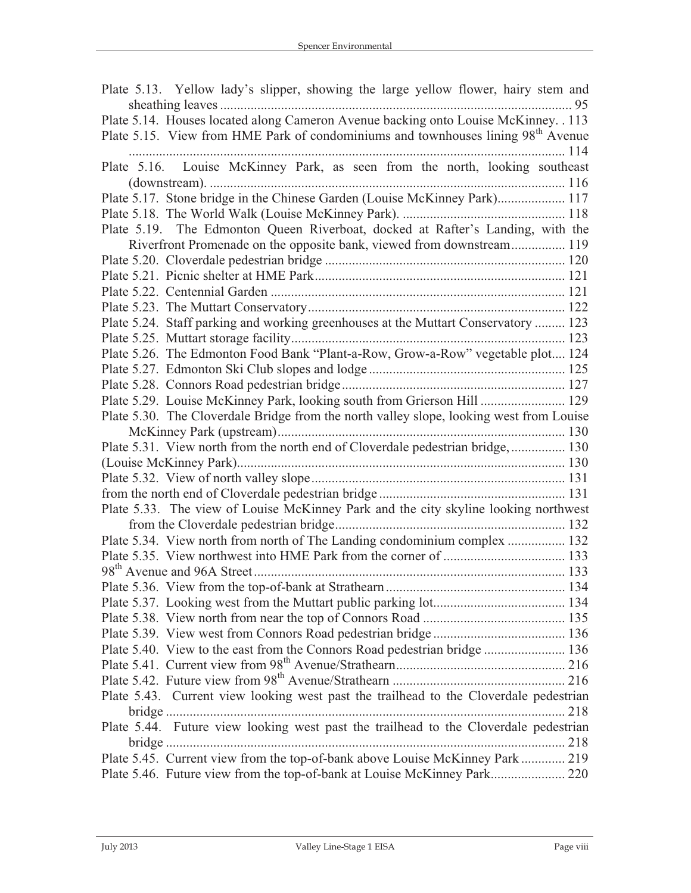Plate 5.13. Yellow lady's slipper, showing the large yellow flower, hairy stem and sheathing leaves ........................................................................................................ 95
Plate 5.14. Houses located along Cameron Avenue backing onto Louise McKinney. . 113
Plate 5.15. View from HME Park of condominiums and townhouses lining 98th Avenue ................................................................................................................................. 114
Plate 5.16. Louise McKinney Park, as seen from the north, looking southeast (downstream). ........................................................................................................ 116
Plate 5.17. Stone bridge in the Chinese Garden (Louise McKinney Park).................... 117
Plate 5.18. The World Walk (Louise McKinney Park). ................................................ 118
Plate 5.19. The Edmonton Queen Riverboat, docked at Rafter's Landing, with the Riverfront Promenade on the opposite bank, viewed from downstream................ 119
Plate 5.20. Cloverdale pedestrian bridge ....................................................................... 120
Plate 5.21. Picnic shelter at HME Park.......................................................................... 121
Plate 5.22. Centennial Garden ....................................................................................... 121
Plate 5.23. The Muttart Conservatory............................................................................ 122
Plate 5.24. Staff parking and working greenhouses at the Muttart Conservatory ......... 123
Plate 5.25. Muttart storage facility................................................................................. 123
Plate 5.26. The Edmonton Food Bank "Plant-a-Row, Grow-a-Row" vegetable plot.... 124
Plate 5.27. Edmonton Ski Club slopes and lodge .......................................................... 125
Plate 5.28. Connors Road pedestrian bridge .................................................................. 127
Plate 5.29. Louise McKinney Park, looking south from Grierson Hill ......................... 129
Plate 5.30. The Cloverdale Bridge from the north valley slope, looking west from Louise McKinney Park (upstream)..................................................................................... 130
Plate 5.31. View north from the north end of Cloverdale pedestrian bridge, ................ 130
(Louise McKinney Park)................................................................................................. 130
Plate 5.32. View of north valley slope........................................................................... 131
from the north end of Cloverdale pedestrian bridge ....................................................... 131
Plate 5.33. The view of Louise McKinney Park and the city skyline looking northwest from the Cloverdale pedestrian bridge.................................................................... 132
Plate 5.34. View north from north of The Landing condominium complex ................. 132
Plate 5.35. View northwest into HME Park from the corner of .................................... 133
98th Avenue and 96A Street ............................................................................................ 133
Plate 5.36. View from the top-of-bank at Strathearn..................................................... 134
Plate 5.37. Looking west from the Muttart public parking lot....................................... 134
Plate 5.38. View north from near the top of Connors Road .......................................... 135
Plate 5.39. View west from Connors Road pedestrian bridge ....................................... 136
Plate 5.40. View to the east from the Connors Road pedestrian bridge ........................ 136
Plate 5.41. Current view from 98th Avenue/Strathearn.................................................. 216
Plate 5.42. Future view from 98th Avenue/Strathearn ................................................... 216
Plate 5.43. Current view looking west past the trailhead to the Cloverdale pedestrian bridge ...................................................................................................................... 218
Plate 5.44. Future view looking west past the trailhead to the Cloverdale pedestrian bridge ...................................................................................................................... 218
Plate 5.45. Current view from the top-of-bank above Louise McKinney Park ............. 219
Plate 5.46. Future view from the top-of-bank at Louise McKinney Park...................... 220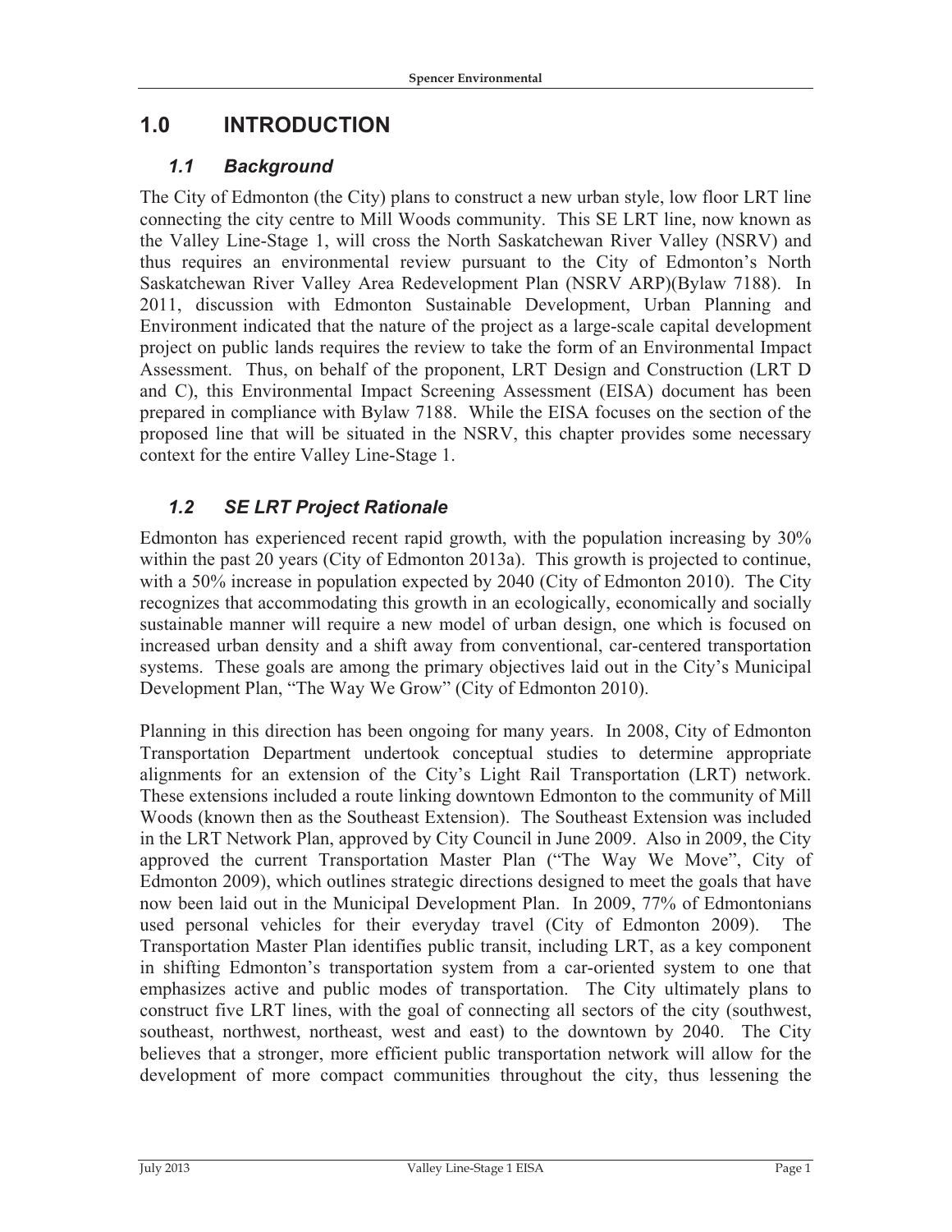# 1.0 INTRODUCTION

## *1.1 Background*

The City of Edmonton (the City) plans to construct a new urban style, low floor LRT line connecting the city centre to Mill Woods community. This SE LRT line, now known as the Valley Line-Stage 1, will cross the North Saskatchewan River Valley (NSRV) and thus requires an environmental review pursuant to the City of Edmonton's North Saskatchewan River Valley Area Redevelopment Plan (NSRV ARP)(Bylaw 7188). In 2011, discussion with Edmonton Sustainable Development, Urban Planning and Environment indicated that the nature of the project as a large-scale capital development project on public lands requires the review to take the form of an Environmental Impact Assessment. Thus, on behalf of the proponent, LRT Design and Construction (LRT D and C), this Environmental Impact Screening Assessment (EISA) document has been prepared in compliance with Bylaw 7188. While the EISA focuses on the section of the proposed line that will be situated in the NSRV, this chapter provides some necessary context for the entire Valley Line-Stage 1.

## *1.2 SE LRT Project Rationale*

Edmonton has experienced recent rapid growth, with the population increasing by 30% within the past 20 years (City of Edmonton 2013a). This growth is projected to continue, with a 50% increase in population expected by 2040 (City of Edmonton 2010). The City recognizes that accommodating this growth in an ecologically, economically and socially sustainable manner will require a new model of urban design, one which is focused on increased urban density and a shift away from conventional, car-centered transportation systems. These goals are among the primary objectives laid out in the City's Municipal Development Plan, "The Way We Grow" (City of Edmonton 2010).

Planning in this direction has been ongoing for many years. In 2008, City of Edmonton Transportation Department undertook conceptual studies to determine appropriate alignments for an extension of the City's Light Rail Transportation (LRT) network. These extensions included a route linking downtown Edmonton to the community of Mill Woods (known then as the Southeast Extension). The Southeast Extension was included in the LRT Network Plan, approved by City Council in June 2009. Also in 2009, the City approved the current Transportation Master Plan ("The Way We Move", City of Edmonton 2009), which outlines strategic directions designed to meet the goals that have now been laid out in the Municipal Development Plan. In 2009, 77% of Edmontonians used personal vehicles for their everyday travel (City of Edmonton 2009). The Transportation Master Plan identifies public transit, including LRT, as a key component in shifting Edmonton's transportation system from a car-oriented system to one that emphasizes active and public modes of transportation. The City ultimately plans to construct five LRT lines, with the goal of connecting all sectors of the city (southwest, southeast, northwest, northeast, west and east) to the downtown by 2040. The City believes that a stronger, more efficient public transportation network will allow for the development of more compact communities throughout the city, thus lessening the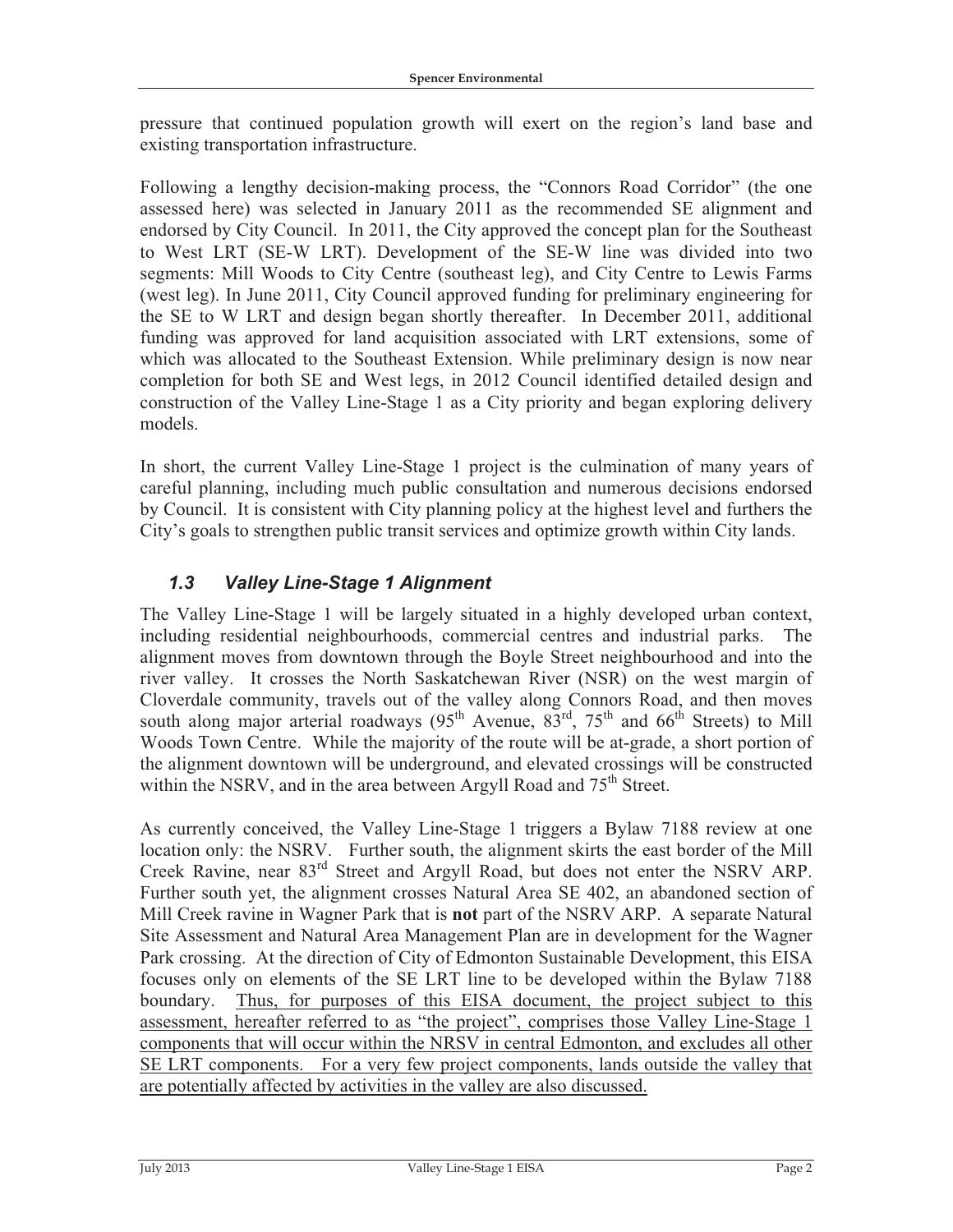pressure that continued population growth will exert on the region's land base and existing transportation infrastructure.

Following a lengthy decision-making process, the "Connors Road Corridor" (the one assessed here) was selected in January 2011 as the recommended SE alignment and endorsed by City Council. In 2011, the City approved the concept plan for the Southeast to West LRT (SE-W LRT). Development of the SE-W line was divided into two segments: Mill Woods to City Centre (southeast leg), and City Centre to Lewis Farms (west leg). In June 2011, City Council approved funding for preliminary engineering for the SE to W LRT and design began shortly thereafter. In December 2011, additional funding was approved for land acquisition associated with LRT extensions, some of which was allocated to the Southeast Extension. While preliminary design is now near completion for both SE and West legs, in 2012 Council identified detailed design and construction of the Valley Line-Stage 1 as a City priority and began exploring delivery models.

In short, the current Valley Line-Stage 1 project is the culmination of many years of careful planning, including much public consultation and numerous decisions endorsed by Council. It is consistent with City planning policy at the highest level and furthers the City's goals to strengthen public transit services and optimize growth within City lands.

## *1.3 Valley Line-Stage 1 Alignment*

The Valley Line-Stage 1 will be largely situated in a highly developed urban context, including residential neighbourhoods, commercial centres and industrial parks. The alignment moves from downtown through the Boyle Street neighbourhood and into the river valley. It crosses the North Saskatchewan River (NSR) on the west margin of Cloverdale community, travels out of the valley along Connors Road, and then moves south along major arterial roadways (95th Avenue, 83rd, 75th and 66th Streets) to Mill Woods Town Centre. While the majority of the route will be at-grade, a short portion of the alignment downtown will be underground, and elevated crossings will be constructed within the NSRV, and in the area between Argyll Road and 75th Street.

As currently conceived, the Valley Line-Stage 1 triggers a Bylaw 7188 review at one location only: the NSRV. Further south, the alignment skirts the east border of the Mill Creek Ravine, near 83rd Street and Argyll Road, but does not enter the NSRV ARP. Further south yet, the alignment crosses Natural Area SE 402, an abandoned section of Mill Creek ravine in Wagner Park that is **not** part of the NSRV ARP. A separate Natural Site Assessment and Natural Area Management Plan are in development for the Wagner Park crossing. At the direction of City of Edmonton Sustainable Development, this EISA focuses only on elements of the SE LRT line to be developed within the Bylaw 7188 boundary. <u>Thus, for purposes of this EISA document, the project subject to this assessment, hereafter referred to as "the project", comprises those Valley Line-Stage 1 components that will occur within the NRSV in central Edmonton, and excludes all other SE LRT components. For a very few project components, lands outside the valley that are potentially affected by activities in the valley are also discussed.</u>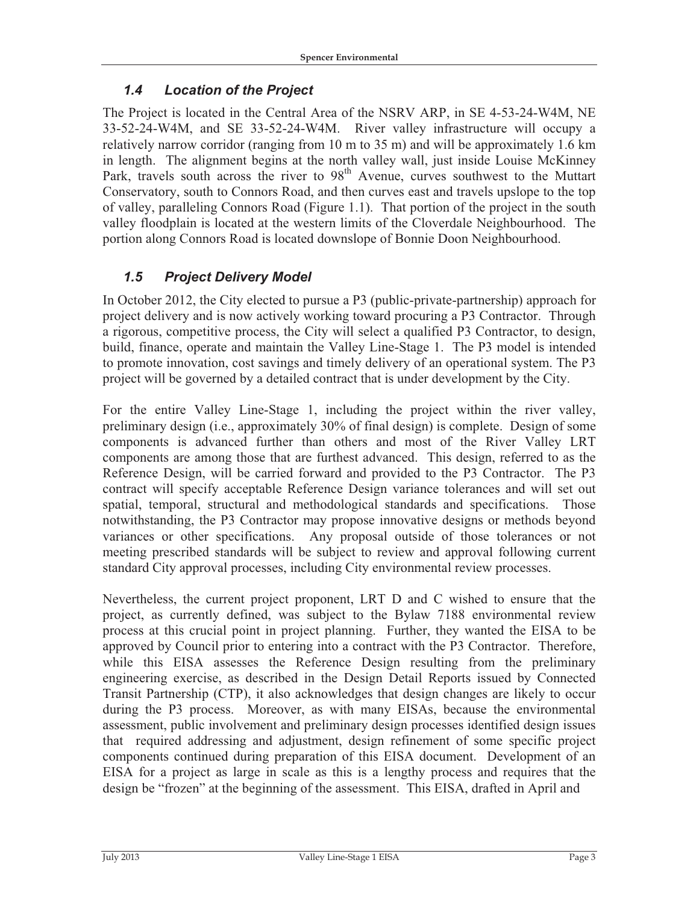### 1.4 Location of the Project

The Project is located in the Central Area of the NSRV ARP, in SE 4-53-24-W4M, NE 33-52-24-W4M, and SE 33-52-24-W4M. River valley infrastructure will occupy a relatively narrow corridor (ranging from 10 m to 35 m) and will be approximately 1.6 km in length. The alignment begins at the north valley wall, just inside Louise McKinney Park, travels south across the river to 98th Avenue, curves southwest to the Muttart Conservatory, south to Connors Road, and then curves east and travels upslope to the top of valley, paralleling Connors Road (Figure 1.1). That portion of the project in the south valley floodplain is located at the western limits of the Cloverdale Neighbourhood. The portion along Connors Road is located downslope of Bonnie Doon Neighbourhood.

### 1.5 Project Delivery Model

In October 2012, the City elected to pursue a P3 (public-private-partnership) approach for project delivery and is now actively working toward procuring a P3 Contractor. Through a rigorous, competitive process, the City will select a qualified P3 Contractor, to design, build, finance, operate and maintain the Valley Line-Stage 1. The P3 model is intended to promote innovation, cost savings and timely delivery of an operational system. The P3 project will be governed by a detailed contract that is under development by the City.

For the entire Valley Line-Stage 1, including the project within the river valley, preliminary design (i.e., approximately 30% of final design) is complete. Design of some components is advanced further than others and most of the River Valley LRT components are among those that are furthest advanced. This design, referred to as the Reference Design, will be carried forward and provided to the P3 Contractor. The P3 contract will specify acceptable Reference Design variance tolerances and will set out spatial, temporal, structural and methodological standards and specifications. Those notwithstanding, the P3 Contractor may propose innovative designs or methods beyond variances or other specifications. Any proposal outside of those tolerances or not meeting prescribed standards will be subject to review and approval following current standard City approval processes, including City environmental review processes.

Nevertheless, the current project proponent, LRT D and C wished to ensure that the project, as currently defined, was subject to the Bylaw 7188 environmental review process at this crucial point in project planning. Further, they wanted the EISA to be approved by Council prior to entering into a contract with the P3 Contractor. Therefore, while this EISA assesses the Reference Design resulting from the preliminary engineering exercise, as described in the Design Detail Reports issued by Connected Transit Partnership (CTP), it also acknowledges that design changes are likely to occur during the P3 process. Moreover, as with many EISAs, because the environmental assessment, public involvement and preliminary design processes identified design issues that required addressing and adjustment, design refinement of some specific project components continued during preparation of this EISA document. Development of an EISA for a project as large in scale as this is a lengthy process and requires that the design be "frozen" at the beginning of the assessment. This EISA, drafted in April and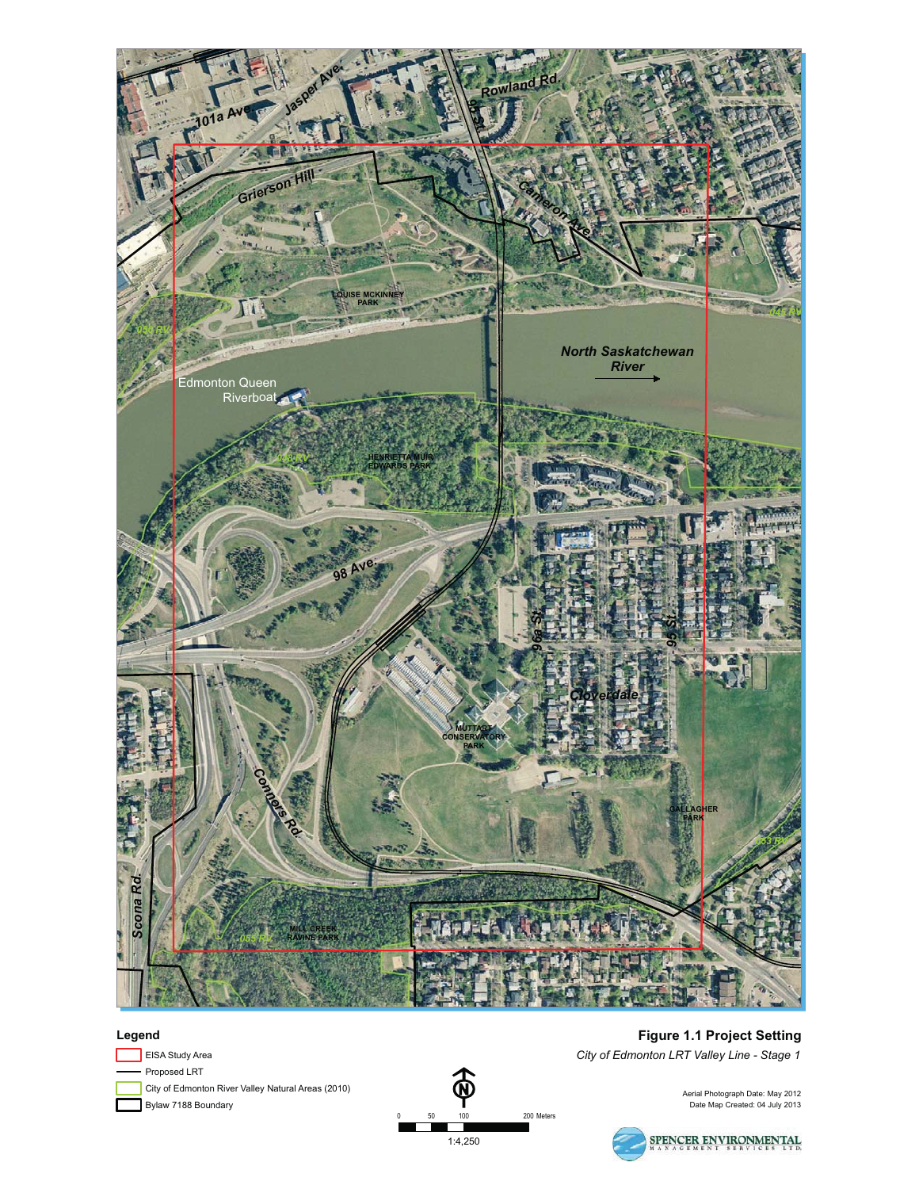**Figure 1.1 Project Setting**

*City of Edmonton LRT Valley Line - Stage 1*

**Legend**

- EISA Study Area
- Proposed LRT
- City of Edmonton River Valley Natural Areas (2010)
- Bylaw 7188 Boundary

0 50 100 200 Meters

1:4,250

Aerial Photograph Date: May 2012
Date Map Created: 04 July 2013

SPENCER ENVIRONMENTAL MANAGEMENT SERVICES LTD.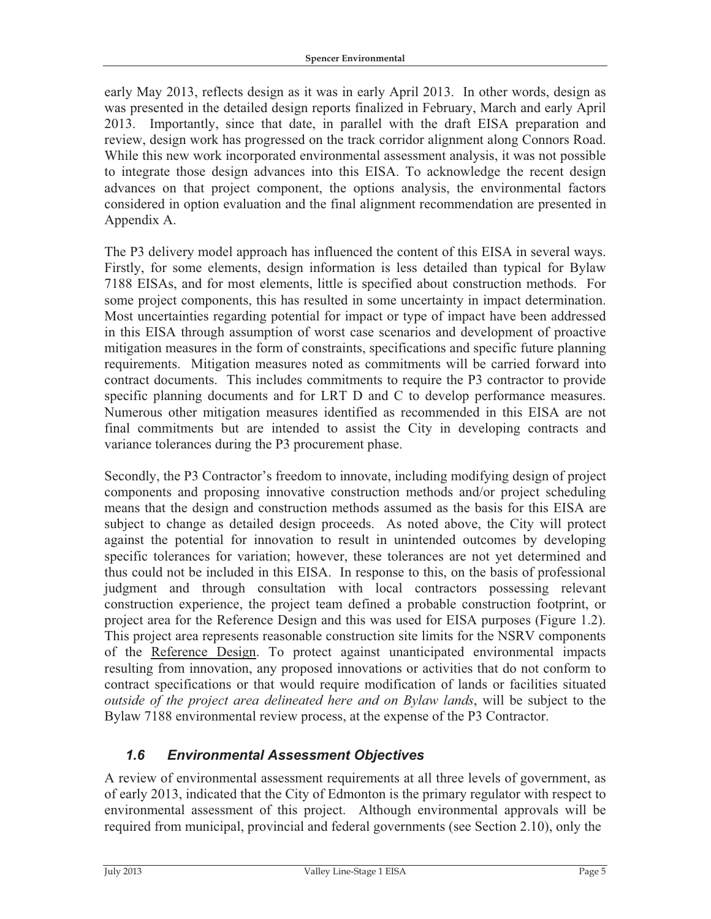early May 2013, reflects design as it was in early April 2013. In other words, design as was presented in the detailed design reports finalized in February, March and early April 2013. Importantly, since that date, in parallel with the draft EISA preparation and review, design work has progressed on the track corridor alignment along Connors Road. While this new work incorporated environmental assessment analysis, it was not possible to integrate those design advances into this EISA. To acknowledge the recent design advances on that project component, the options analysis, the environmental factors considered in option evaluation and the final alignment recommendation are presented in Appendix A.

The P3 delivery model approach has influenced the content of this EISA in several ways. Firstly, for some elements, design information is less detailed than typical for Bylaw 7188 EISAs, and for most elements, little is specified about construction methods. For some project components, this has resulted in some uncertainty in impact determination. Most uncertainties regarding potential for impact or type of impact have been addressed in this EISA through assumption of worst case scenarios and development of proactive mitigation measures in the form of constraints, specifications and specific future planning requirements. Mitigation measures noted as commitments will be carried forward into contract documents. This includes commitments to require the P3 contractor to provide specific planning documents and for LRT D and C to develop performance measures. Numerous other mitigation measures identified as recommended in this EISA are not final commitments but are intended to assist the City in developing contracts and variance tolerances during the P3 procurement phase.

Secondly, the P3 Contractor's freedom to innovate, including modifying design of project components and proposing innovative construction methods and/or project scheduling means that the design and construction methods assumed as the basis for this EISA are subject to change as detailed design proceeds. As noted above, the City will protect against the potential for innovation to result in unintended outcomes by developing specific tolerances for variation; however, these tolerances are not yet determined and thus could not be included in this EISA. In response to this, on the basis of professional judgment and through consultation with local contractors possessing relevant construction experience, the project team defined a probable construction footprint, or project area for the Reference Design and this was used for EISA purposes (Figure 1.2). This project area represents reasonable construction site limits for the NSRV components of the Reference Design. To protect against unanticipated environmental impacts resulting from innovation, any proposed innovations or activities that do not conform to contract specifications or that would require modification of lands or facilities situated *outside of the project area delineated here and on Bylaw lands*, will be subject to the Bylaw 7188 environmental review process, at the expense of the P3 Contractor.

### *1.6 Environmental Assessment Objectives*

A review of environmental assessment requirements at all three levels of government, as of early 2013, indicated that the City of Edmonton is the primary regulator with respect to environmental assessment of this project. Although environmental approvals will be required from municipal, provincial and federal governments (see Section 2.10), only the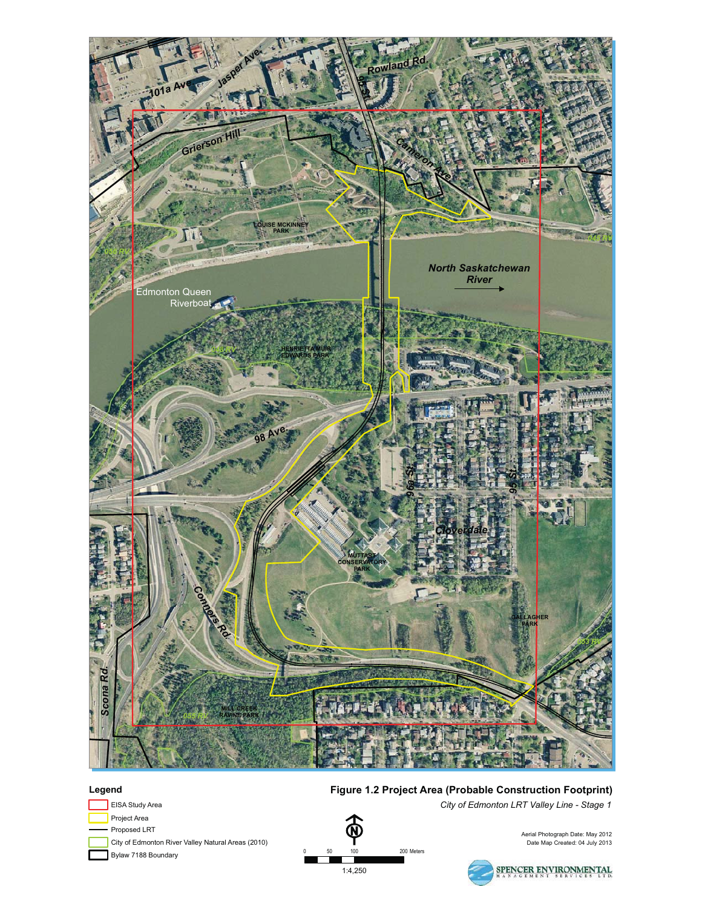**Figure 1.2 Project Area (Probable Construction Footprint)**

*City of Edmonton LRT Valley Line - Stage 1*

**Legend**

- EISA Study Area
- Project Area
- Proposed LRT
- City of Edmonton River Valley Natural Areas (2010)
- Bylaw 7188 Boundary

0 50 100 200 Meters

1:4,250

Aerial Photograph Date: May 2012
Date Map Created: 04 July 2013

SPENCER ENVIRONMENTAL MANAGEMENT SERVICES LTD.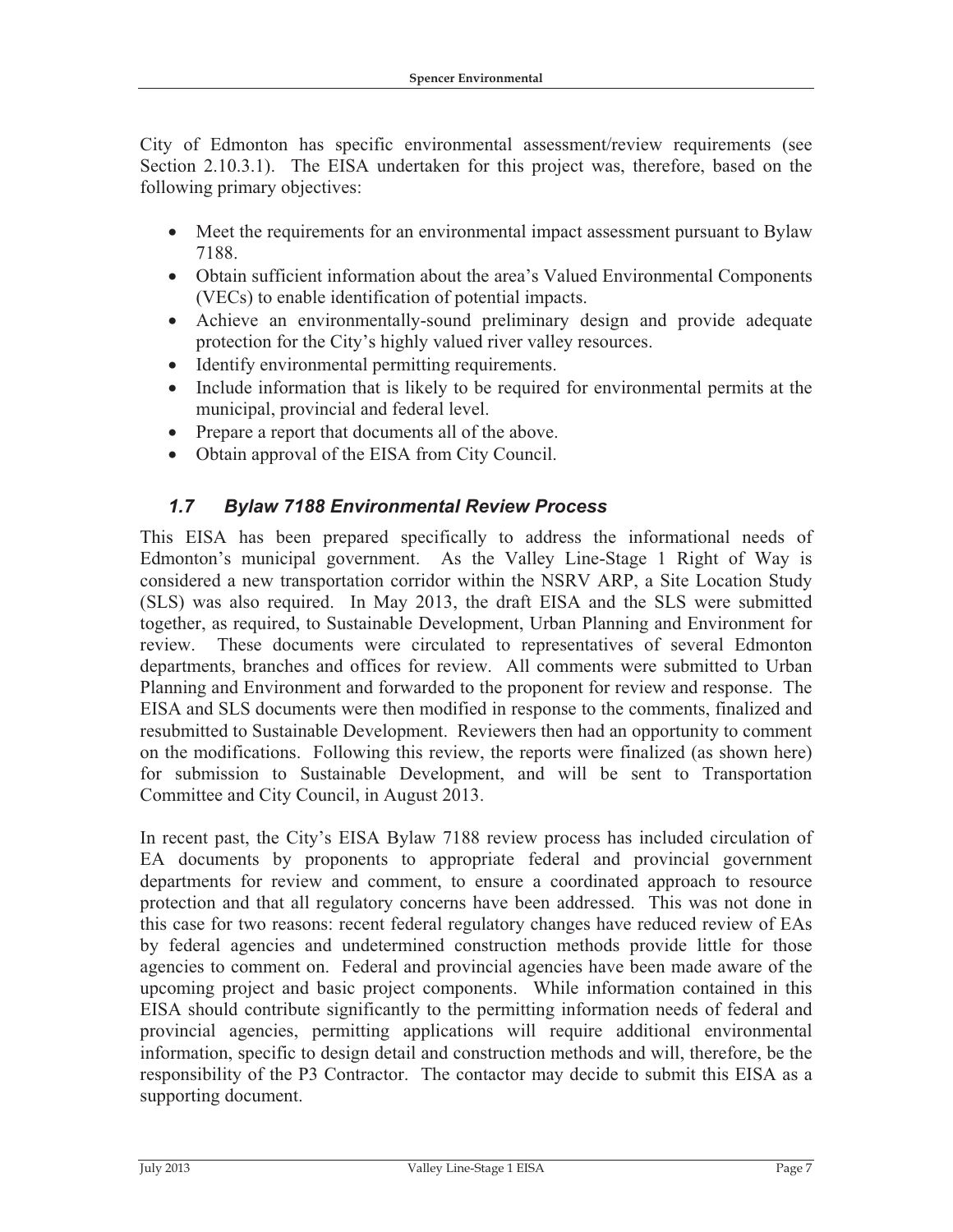City of Edmonton has specific environmental assessment/review requirements (see Section 2.10.3.1). The EISA undertaken for this project was, therefore, based on the following primary objectives:

- Meet the requirements for an environmental impact assessment pursuant to Bylaw 7188.
- Obtain sufficient information about the area's Valued Environmental Components (VECs) to enable identification of potential impacts.
- Achieve an environmentally-sound preliminary design and provide adequate protection for the City's highly valued river valley resources.
- Identify environmental permitting requirements.
- Include information that is likely to be required for environmental permits at the municipal, provincial and federal level.
- Prepare a report that documents all of the above.
- Obtain approval of the EISA from City Council.

## *1.7 Bylaw 7188 Environmental Review Process*

This EISA has been prepared specifically to address the informational needs of Edmonton's municipal government. As the Valley Line-Stage 1 Right of Way is considered a new transportation corridor within the NSRV ARP, a Site Location Study (SLS) was also required. In May 2013, the draft EISA and the SLS were submitted together, as required, to Sustainable Development, Urban Planning and Environment for review. These documents were circulated to representatives of several Edmonton departments, branches and offices for review. All comments were submitted to Urban Planning and Environment and forwarded to the proponent for review and response. The EISA and SLS documents were then modified in response to the comments, finalized and resubmitted to Sustainable Development. Reviewers then had an opportunity to comment on the modifications. Following this review, the reports were finalized (as shown here) for submission to Sustainable Development, and will be sent to Transportation Committee and City Council, in August 2013.

In recent past, the City's EISA Bylaw 7188 review process has included circulation of EA documents by proponents to appropriate federal and provincial government departments for review and comment, to ensure a coordinated approach to resource protection and that all regulatory concerns have been addressed. This was not done in this case for two reasons: recent federal regulatory changes have reduced review of EAs by federal agencies and undetermined construction methods provide little for those agencies to comment on. Federal and provincial agencies have been made aware of the upcoming project and basic project components. While information contained in this EISA should contribute significantly to the permitting information needs of federal and provincial agencies, permitting applications will require additional environmental information, specific to design detail and construction methods and will, therefore, be the responsibility of the P3 Contractor. The contactor may decide to submit this EISA as a supporting document.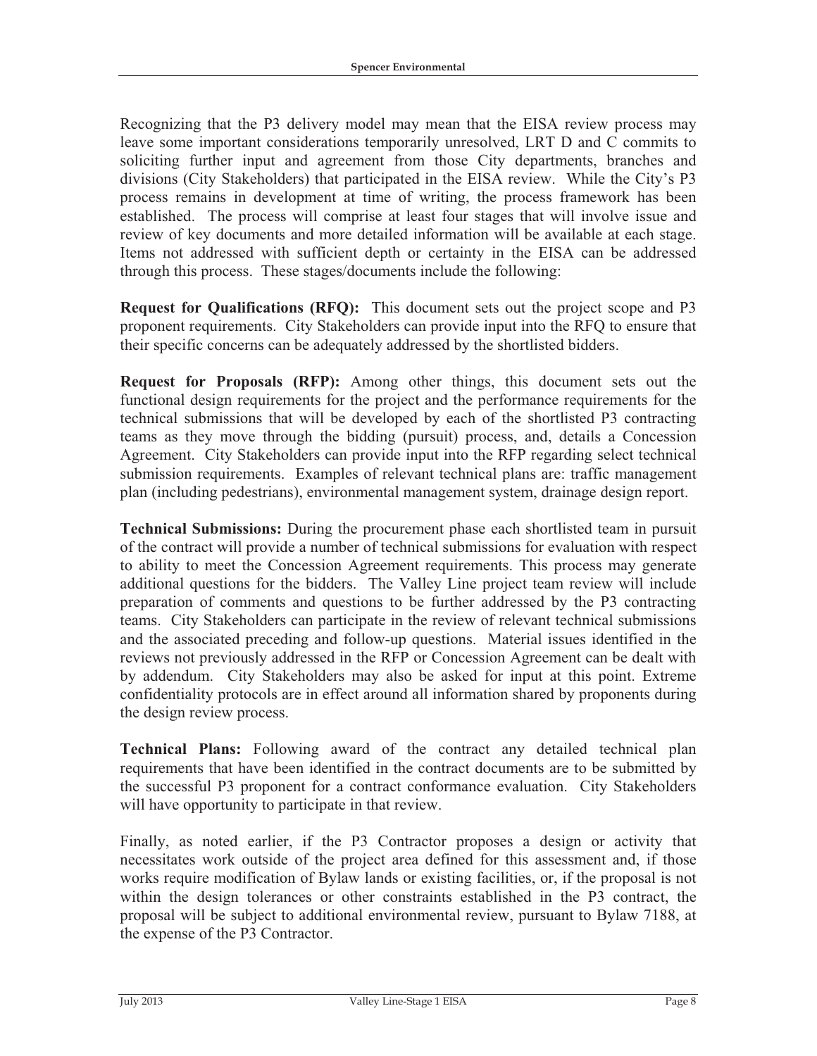Recognizing that the P3 delivery model may mean that the EISA review process may leave some important considerations temporarily unresolved, LRT D and C commits to soliciting further input and agreement from those City departments, branches and divisions (City Stakeholders) that participated in the EISA review. While the City's P3 process remains in development at time of writing, the process framework has been established. The process will comprise at least four stages that will involve issue and review of key documents and more detailed information will be available at each stage. Items not addressed with sufficient depth or certainty in the EISA can be addressed through this process. These stages/documents include the following:

**Request for Qualifications (RFQ):** This document sets out the project scope and P3 proponent requirements. City Stakeholders can provide input into the RFQ to ensure that their specific concerns can be adequately addressed by the shortlisted bidders.

**Request for Proposals (RFP):** Among other things, this document sets out the functional design requirements for the project and the performance requirements for the technical submissions that will be developed by each of the shortlisted P3 contracting teams as they move through the bidding (pursuit) process, and, details a Concession Agreement. City Stakeholders can provide input into the RFP regarding select technical submission requirements. Examples of relevant technical plans are: traffic management plan (including pedestrians), environmental management system, drainage design report.

**Technical Submissions:** During the procurement phase each shortlisted team in pursuit of the contract will provide a number of technical submissions for evaluation with respect to ability to meet the Concession Agreement requirements. This process may generate additional questions for the bidders. The Valley Line project team review will include preparation of comments and questions to be further addressed by the P3 contracting teams. City Stakeholders can participate in the review of relevant technical submissions and the associated preceding and follow-up questions. Material issues identified in the reviews not previously addressed in the RFP or Concession Agreement can be dealt with by addendum. City Stakeholders may also be asked for input at this point. Extreme confidentiality protocols are in effect around all information shared by proponents during the design review process.

**Technical Plans:** Following award of the contract any detailed technical plan requirements that have been identified in the contract documents are to be submitted by the successful P3 proponent for a contract conformance evaluation. City Stakeholders will have opportunity to participate in that review.

Finally, as noted earlier, if the P3 Contractor proposes a design or activity that necessitates work outside of the project area defined for this assessment and, if those works require modification of Bylaw lands or existing facilities, or, if the proposal is not within the design tolerances or other constraints established in the P3 contract, the proposal will be subject to additional environmental review, pursuant to Bylaw 7188, at the expense of the P3 Contractor.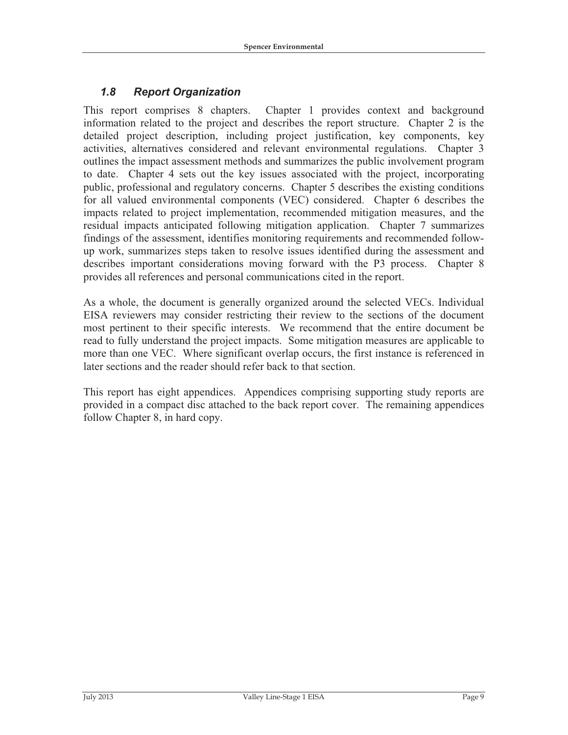### *1.8 Report Organization*

This report comprises 8 chapters. Chapter 1 provides context and background information related to the project and describes the report structure. Chapter 2 is the detailed project description, including project justification, key components, key activities, alternatives considered and relevant environmental regulations. Chapter 3 outlines the impact assessment methods and summarizes the public involvement program to date. Chapter 4 sets out the key issues associated with the project, incorporating public, professional and regulatory concerns. Chapter 5 describes the existing conditions for all valued environmental components (VEC) considered. Chapter 6 describes the impacts related to project implementation, recommended mitigation measures, and the residual impacts anticipated following mitigation application. Chapter 7 summarizes findings of the assessment, identifies monitoring requirements and recommended follow-up work, summarizes steps taken to resolve issues identified during the assessment and describes important considerations moving forward with the P3 process. Chapter 8 provides all references and personal communications cited in the report.

As a whole, the document is generally organized around the selected VECs. Individual EISA reviewers may consider restricting their review to the sections of the document most pertinent to their specific interests. We recommend that the entire document be read to fully understand the project impacts. Some mitigation measures are applicable to more than one VEC. Where significant overlap occurs, the first instance is referenced in later sections and the reader should refer back to that section.

This report has eight appendices. Appendices comprising supporting study reports are provided in a compact disc attached to the back report cover. The remaining appendices follow Chapter 8, in hard copy.